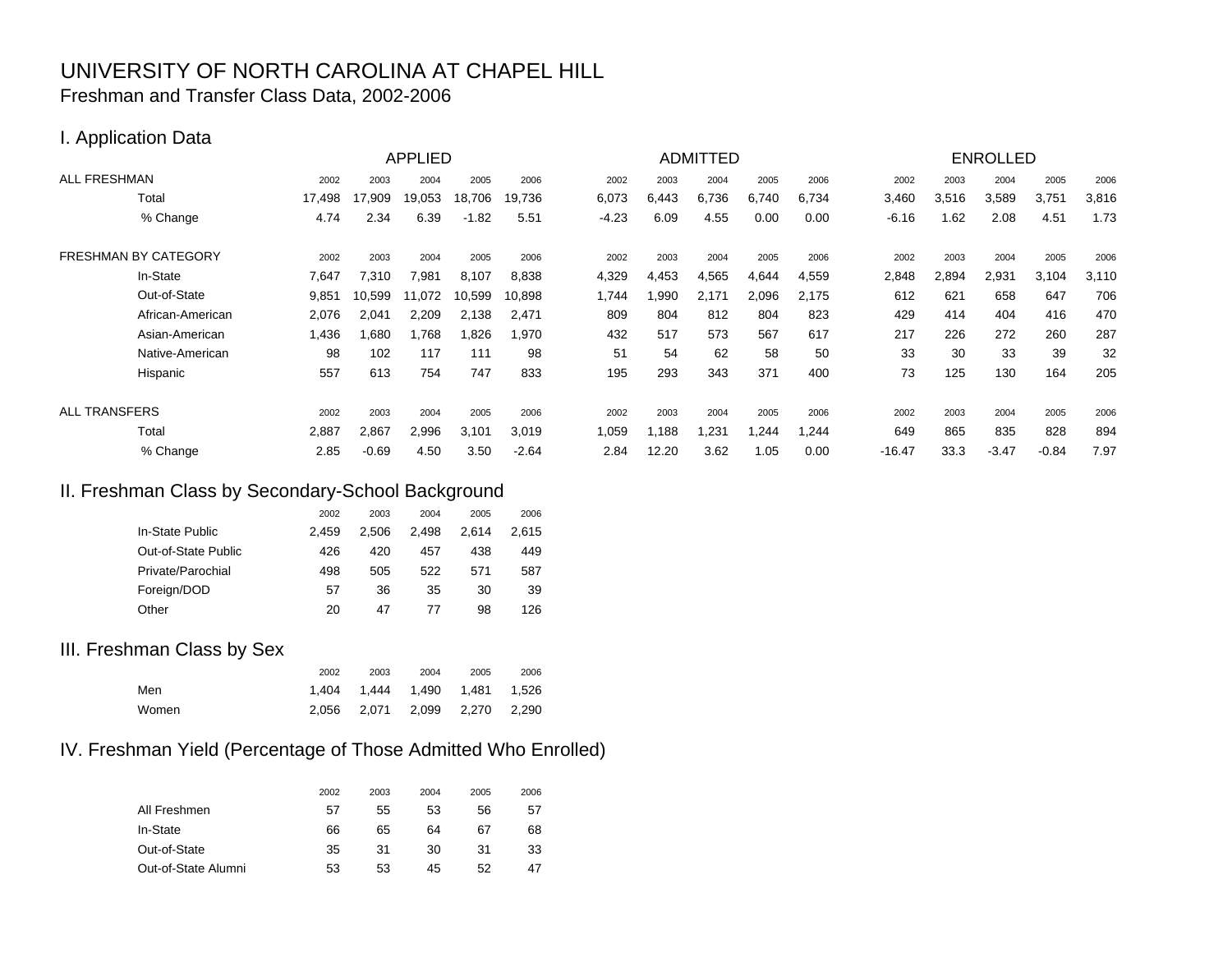# UNIVERSITY OF NORTH CAROLINA AT CHAPEL HILL

## Freshman and Transfer Class Data, 2002-2006

## I. Application Data

| | APPLIED | | | | | ADMITTED | | | | | ENROLLED | | | | |
|---|---|---|---|---|---|---|---|---|---|---|---|---|---|---|---|
| ALL FRESHMAN | 2002 | 2003 | 2004 | 2005 | 2006 | 2002 | 2003 | 2004 | 2005 | 2006 | 2002 | 2003 | 2004 | 2005 | 2006 |
| Total | 17,498 | 17,909 | 19,053 | 18,706 | 19,736 | 6,073 | 6,443 | 6,736 | 6,740 | 6,734 | 3,460 | 3,516 | 3,589 | 3,751 | 3,816 |
| % Change | 4.74 | 2.34 | 6.39 | -1.82 | 5.51 | -4.23 | 6.09 | 4.55 | 0.00 | 0.00 | -6.16 | 1.62 | 2.08 | 4.51 | 1.73 |
| FRESHMAN BY CATEGORY | 2002 | 2003 | 2004 | 2005 | 2006 | 2002 | 2003 | 2004 | 2005 | 2006 | 2002 | 2003 | 2004 | 2005 | 2006 |
| In-State | 7,647 | 7,310 | 7,981 | 8,107 | 8,838 | 4,329 | 4,453 | 4,565 | 4,644 | 4,559 | 2,848 | 2,894 | 2,931 | 3,104 | 3,110 |
| Out-of-State | 9,851 | 10,599 | 11,072 | 10,599 | 10,898 | 1,744 | 1,990 | 2,171 | 2,096 | 2,175 | 612 | 621 | 658 | 647 | 706 |
| African-American | 2,076 | 2,041 | 2,209 | 2,138 | 2,471 | 809 | 804 | 812 | 804 | 823 | 429 | 414 | 404 | 416 | 470 |
| Asian-American | 1,436 | 1,680 | 1,768 | 1,826 | 1,970 | 432 | 517 | 573 | 567 | 617 | 217 | 226 | 272 | 260 | 287 |
| Native-American | 98 | 102 | 117 | 111 | 98 | 51 | 54 | 62 | 58 | 50 | 33 | 30 | 33 | 39 | 32 |
| Hispanic | 557 | 613 | 754 | 747 | 833 | 195 | 293 | 343 | 371 | 400 | 73 | 125 | 130 | 164 | 205 |
| ALL TRANSFERS | 2002 | 2003 | 2004 | 2005 | 2006 | 2002 | 2003 | 2004 | 2005 | 2006 | 2002 | 2003 | 2004 | 2005 | 2006 |
| Total | 2,887 | 2,867 | 2,996 | 3,101 | 3,019 | 1,059 | 1,188 | 1,231 | 1,244 | 1,244 | 649 | 865 | 835 | 828 | 894 |
| % Change | 2.85 | -0.69 | 4.50 | 3.50 | -2.64 | 2.84 | 12.20 | 3.62 | 1.05 | 0.00 | -16.47 | 33.3 | -3.47 | -0.84 | 7.97 |

## II. Freshman Class by Secondary-School Background

| | 2002 | 2003 | 2004 | 2005 | 2006 |
|---|---|---|---|---|---|
| In-State Public | 2,459 | 2,506 | 2,498 | 2,614 | 2,615 |
| Out-of-State Public | 426 | 420 | 457 | 438 | 449 |
| Private/Parochial | 498 | 505 | 522 | 571 | 587 |
| Foreign/DOD | 57 | 36 | 35 | 30 | 39 |
| Other | 20 | 47 | 77 | 98 | 126 |

## III. Freshman Class by Sex

| | 2002 | 2003 | 2004 | 2005 | 2006 |
|---|---|---|---|---|---|
| Men | 1,404 | 1,444 | 1,490 | 1,481 | 1,526 |
| Women | 2,056 | 2,071 | 2,099 | 2,270 | 2,290 |

## IV. Freshman Yield (Percentage of Those Admitted Who Enrolled)

| | 2002 | 2003 | 2004 | 2005 | 2006 |
|---|---|---|---|---|---|
| All Freshmen | 57 | 55 | 53 | 56 | 57 |
| In-State | 66 | 65 | 64 | 67 | 68 |
| Out-of-State | 35 | 31 | 30 | 31 | 33 |
| Out-of-State Alumni | 53 | 53 | 45 | 52 | 47 |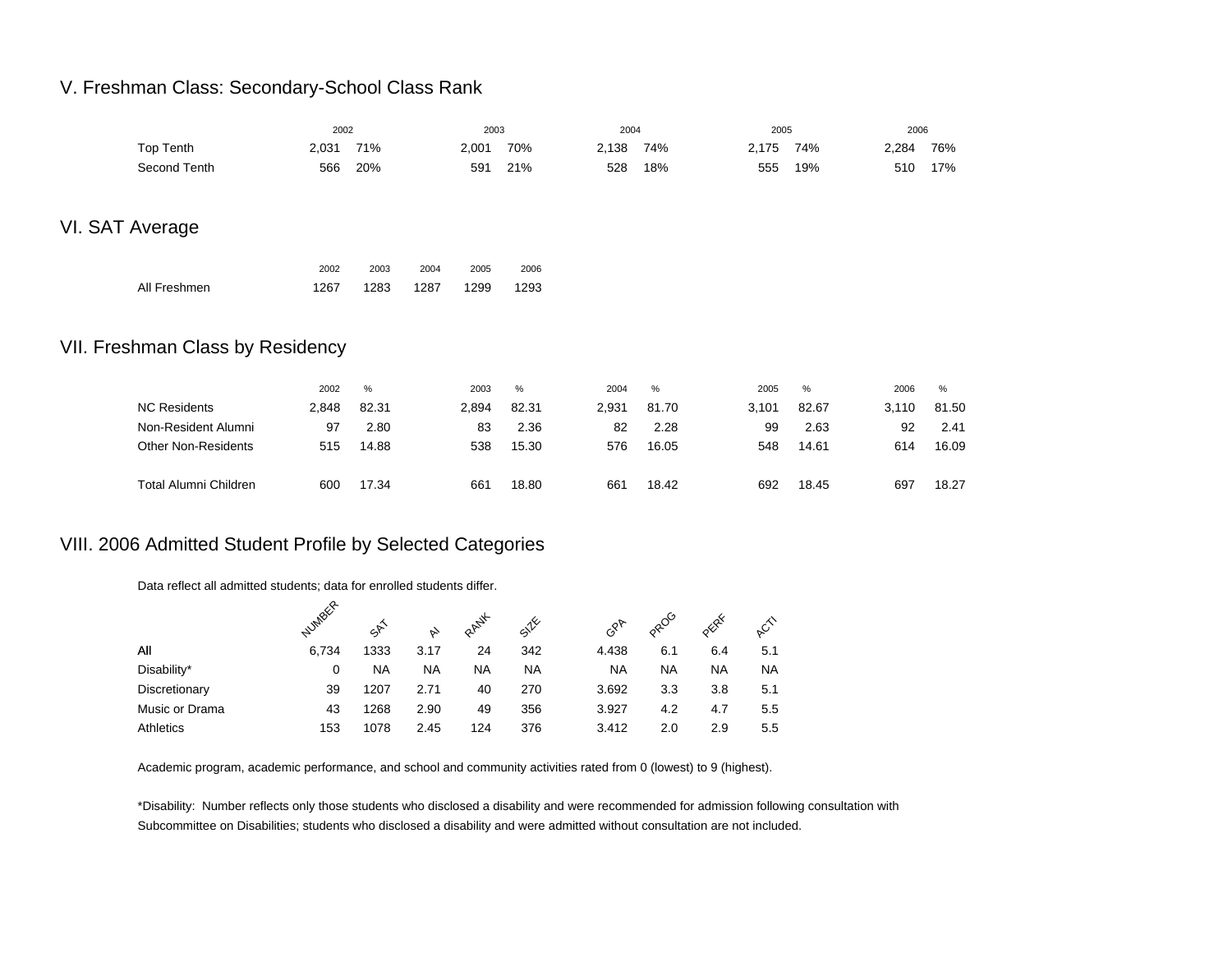## V. Freshman Class: Secondary-School Class Rank

| | 2002 | | 2003 | | 2004 | | 2005 | | 2006 | |
|---|---|---|---|---|---|---|---|---|---|---|
| Top Tenth | 2,031 | 71% | 2,001 | 70% | 2,138 | 74% | 2,175 | 74% | 2,284 | 76% |
| Second Tenth | 566 | 20% | 591 | 21% | 528 | 18% | 555 | 19% | 510 | 17% |

## VI. SAT Average

| | 2002 | 2003 | 2004 | 2005 | 2006 |
|---|---|---|---|---|---|
| All Freshmen | 1267 | 1283 | 1287 | 1299 | 1293 |

## VII. Freshman Class by Residency

| | 2002 | % | 2003 | % | 2004 | % | 2005 | % | 2006 | % |
|---|---|---|---|---|---|---|---|---|---|---|
| NC Residents | 2,848 | 82.31 | 2,894 | 82.31 | 2,931 | 81.70 | 3,101 | 82.67 | 3,110 | 81.50 |
| Non-Resident Alumni | 97 | 2.80 | 83 | 2.36 | 82 | 2.28 | 99 | 2.63 | 92 | 2.41 |
| Other Non-Residents | 515 | 14.88 | 538 | 15.30 | 576 | 16.05 | 548 | 14.61 | 614 | 16.09 |
| | | | | | | | | | | |
| Total Alumni Children | 600 | 17.34 | 661 | 18.80 | 661 | 18.42 | 692 | 18.45 | 697 | 18.27 |

## VIII. 2006 Admitted Student Profile by Selected Categories

Data reflect all admitted students; data for enrolled students differ.

| | NUMBER | SAT | AI | RANK | SIZE | GPA | PROG | PERF | ACTI |
|---|---|---|---|---|---|---|---|---|---|
| All | 6,734 | 1333 | 3.17 | 24 | 342 | 4.438 | 6.1 | 6.4 | 5.1 |
| Disability* | 0 | NA | NA | NA | NA | NA | NA | NA | NA |
| Discretionary | 39 | 1207 | 2.71 | 40 | 270 | 3.692 | 3.3 | 3.8 | 5.1 |
| Music or Drama | 43 | 1268 | 2.90 | 49 | 356 | 3.927 | 4.2 | 4.7 | 5.5 |
| Athletics | 153 | 1078 | 2.45 | 124 | 376 | 3.412 | 2.0 | 2.9 | 5.5 |

Academic program, academic performance, and school and community activities rated from 0 (lowest) to 9 (highest).

*Disability: Number reflects only those students who disclosed a disability and were recommended for admission following consultation with Subcommittee on Disabilities; students who disclosed a disability and were admitted without consultation are not included.